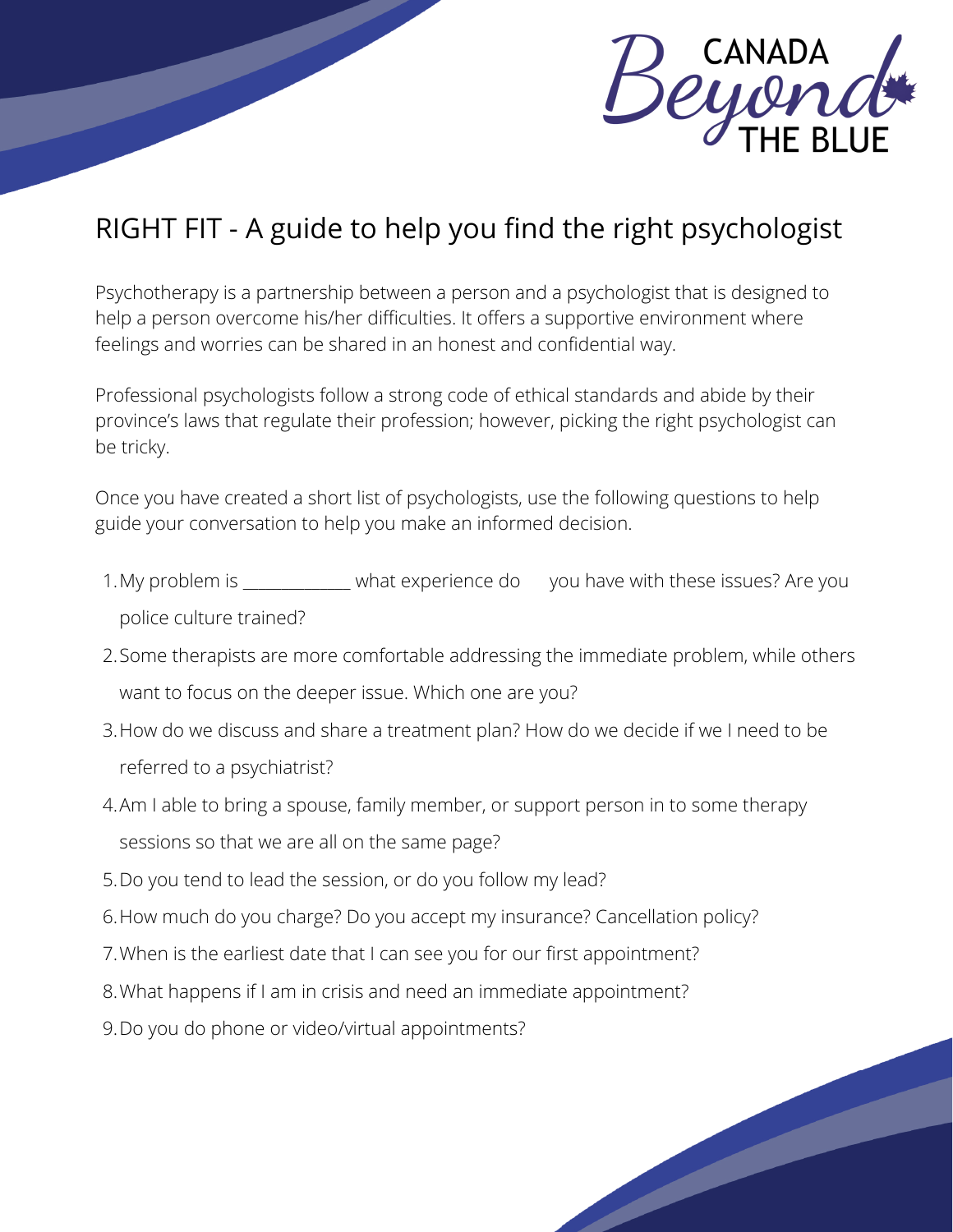CANADA Beyond THE BLUE

# RIGHT FIT - A guide to help you find the right psychologist

Psychotherapy is a partnership between a person and a psychologist that is designed to help a person overcome his/her difficulties. It offers a supportive environment where feelings and worries can be shared in an honest and confidential way.

Professional psychologists follow a strong code of ethical standards and abide by their province's laws that regulate their profession; however, picking the right psychologist can be tricky.

Once you have created a short list of psychologists, use the following questions to help guide your conversation to help you make an informed decision.

1. My problem is ____________ what experience do you have with these issues? Are you police culture trained?
2. Some therapists are more comfortable addressing the immediate problem, while others want to focus on the deeper issue. Which one are you?
3. How do we discuss and share a treatment plan? How do we decide if we I need to be referred to a psychiatrist?
4. Am I able to bring a spouse, family member, or support person in to some therapy sessions so that we are all on the same page?
5. Do you tend to lead the session, or do you follow my lead?
6. How much do you charge? Do you accept my insurance? Cancellation policy?
7. When is the earliest date that I can see you for our first appointment?
8. What happens if I am in crisis and need an immediate appointment?
9. Do you do phone or video/virtual appointments?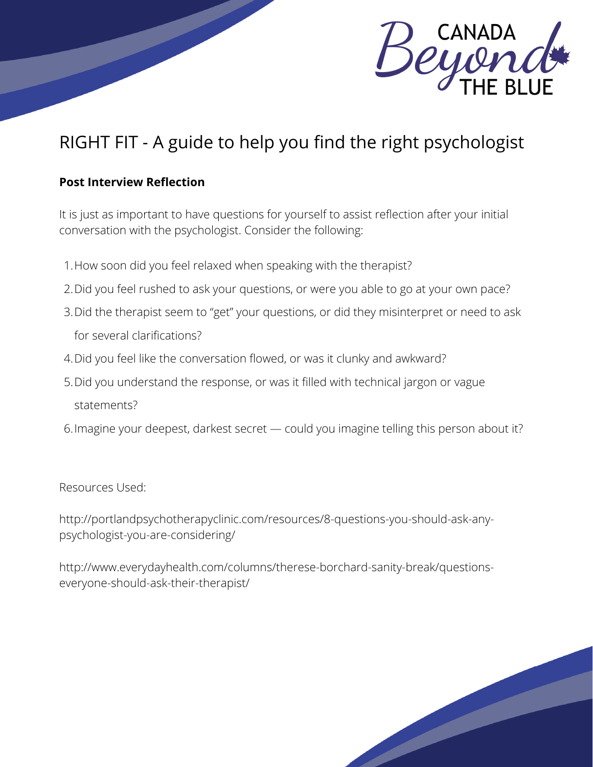# RIGHT FIT - A guide to help you find the right psychologist

**Post Interview Reflection**

It is just as important to have questions for yourself to assist reflection after your initial conversation with the psychologist. Consider the following:

1. How soon did you feel relaxed when speaking with the therapist?
2. Did you feel rushed to ask your questions, or were you able to go at your own pace?
3. Did the therapist seem to "get" your questions, or did they misinterpret or need to ask for several clarifications?
4. Did you feel like the conversation flowed, or was it clunky and awkward?
5. Did you understand the response, or was it filled with technical jargon or vague statements?
6. Imagine your deepest, darkest secret — could you imagine telling this person about it?

Resources Used:

http://portlandpsychotherapyclinic.com/resources/8-questions-you-should-ask-any-psychologist-you-are-considering/

http://www.everydayhealth.com/columns/therese-borchard-sanity-break/questions-everyone-should-ask-their-therapist/